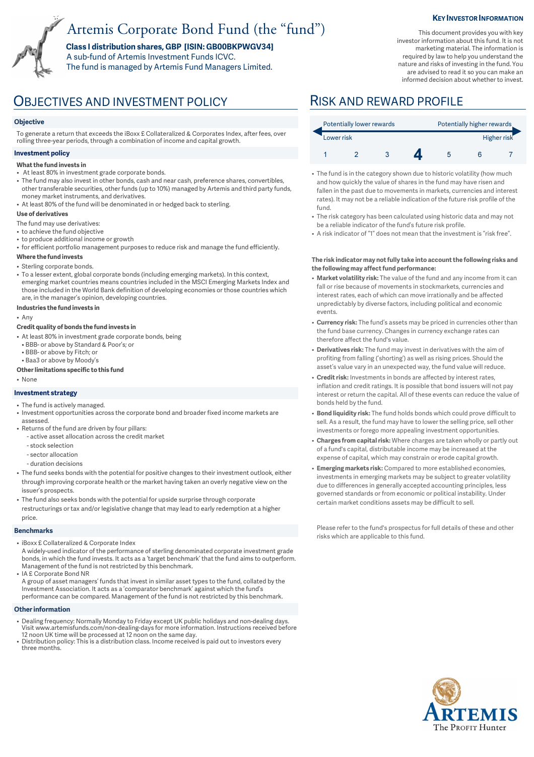# Artemis Corporate Bond Fund (the "fund")

**Class I distribution shares, GBP [ISIN: GB00BKPWGV34]**
A sub-fund of Artemis Investment Funds ICVC.
The fund is managed by Artemis Fund Managers Limited.

**KEY INVESTOR INFORMATION**

This document provides you with key investor information about this fund. It is not marketing material. The information is required by law to help you understand the nature and risks of investing in the fund. You are advised to read it so you can make an informed decision about whether to invest.

## OBJECTIVES AND INVESTMENT POLICY

### Objective

To generate a return that exceeds the iBoxx £ Collateralized & Corporates Index, after fees, over rolling three-year periods, through a combination of income and capital growth.

### Investment policy

**What the fund invests in**

- At least 80% in investment grade corporate bonds.
- The fund may also invest in other bonds, cash and near cash, preference shares, convertibles, other transferable securities, other funds (up to 10%) managed by Artemis and third party funds, money market instruments, and derivatives.
- At least 80% of the fund will be denominated in or hedged back to sterling.

**Use of derivatives**

The fund may use derivatives:

- to achieve the fund objective
- to produce additional income or growth
- for efficient portfolio management purposes to reduce risk and manage the fund efficiently.

**Where the fund invests**

- Sterling corporate bonds.
- To a lesser extent, global corporate bonds (including emerging markets). In this context, emerging market countries means countries included in the MSCI Emerging Markets Index and those included in the World Bank definition of developing economies or those countries which are, in the manager's opinion, developing countries.

**Industries the fund invests in**

- Any

**Credit quality of bonds the fund invests in**

- At least 80% in investment grade corporate bonds, being
  - BBB- or above by Standard & Poor's; or
  - BBB- or above by Fitch; or
  - Baa3 or above by Moody's

**Other limitations specific to this fund**

- None

### Investment strategy

- The fund is actively managed.
- Investment opportunities across the corporate bond and broader fixed income markets are assessed.
- Returns of the fund are driven by four pillars:
  - active asset allocation across the credit market
  - stock selection
  - sector allocation
  - duration decisions
- The fund seeks bonds with the potential for positive changes to their investment outlook, either through improving corporate health or the market having taken an overly negative view on the issuer's prospects.
- The fund also seeks bonds with the potential for upside surprise through corporate restructurings or tax and/or legislative change that may lead to early redemption at a higher price.

### Benchmarks

- iBoxx £ Collateralized & Corporate Index
  A widely-used indicator of the performance of sterling denominated corporate investment grade bonds, in which the fund invests. It acts as a 'target benchmark' that the fund aims to outperform. Management of the fund is not restricted by this benchmark.
- IA £ Corporate Bond NR
  A group of asset managers' funds that invest in similar asset types to the fund, collated by the Investment Association. It acts as a 'comparator benchmark' against which the fund's performance can be compared. Management of the fund is not restricted by this benchmark.

### Other information

- Dealing frequency: Normally Monday to Friday except UK public holidays and non-dealing days. Visit www.artemisfunds.com/non-dealing-days for more information. Instructions received before 12 noon UK time will be processed at 12 noon on the same day.
- Distribution policy: This is a distribution class. Income received is paid out to investors every three months.

## RISK AND REWARD PROFILE

| Potentially lower rewards | | | | | | Potentially higher rewards |
|---|---|---|---|---|---|---|
| Lower risk | | | | | | Higher risk |
| 1 | 2 | 3 | **4** | 5 | 6 | 7 |

- The fund is in the category shown due to historic volatility (how much and how quickly the value of shares in the fund may have risen and fallen in the past due to movements in markets, currencies and interest rates). It may not be a reliable indication of the future risk profile of the fund.
- The risk category has been calculated using historic data and may not be a reliable indicator of the fund's future risk profile.
- A risk indicator of "1" does not mean that the investment is "risk free".

**The risk indicator may not fully take into account the following risks and the following may affect fund performance:**

- **Market volatility risk:** The value of the fund and any income from it can fall or rise because of movements in stockmarkets, currencies and interest rates, each of which can move irrationally and be affected unpredictably by diverse factors, including political and economic events.
- **Currency risk:** The fund's assets may be priced in currencies other than the fund base currency. Changes in currency exchange rates can therefore affect the fund's value.
- **Derivatives risk:** The fund may invest in derivatives with the aim of profiting from falling ('shorting') as well as rising prices. Should the asset's value vary in an unexpected way, the fund value will reduce.
- **Credit risk:** Investments in bonds are affected by interest rates, inflation and credit ratings. It is possible that bond issuers will not pay interest or return the capital. All of these events can reduce the value of bonds held by the fund.
- **Bond liquidity risk:** The fund holds bonds which could prove difficult to sell. As a result, the fund may have to lower the selling price, sell other investments or forego more appealing investment opportunities.
- **Charges from capital risk:** Where charges are taken wholly or partly out of a fund's capital, distributable income may be increased at the expense of capital, which may constrain or erode capital growth.
- **Emerging markets risk:** Compared to more established economies, investments in emerging markets may be subject to greater volatility due to differences in generally accepted accounting principles, less governed standards or from economic or political instability. Under certain market conditions assets may be difficult to sell.

Please refer to the fund's prospectus for full details of these and other risks which are applicable to this fund.

ARTEMIS
The PROFIT Hunter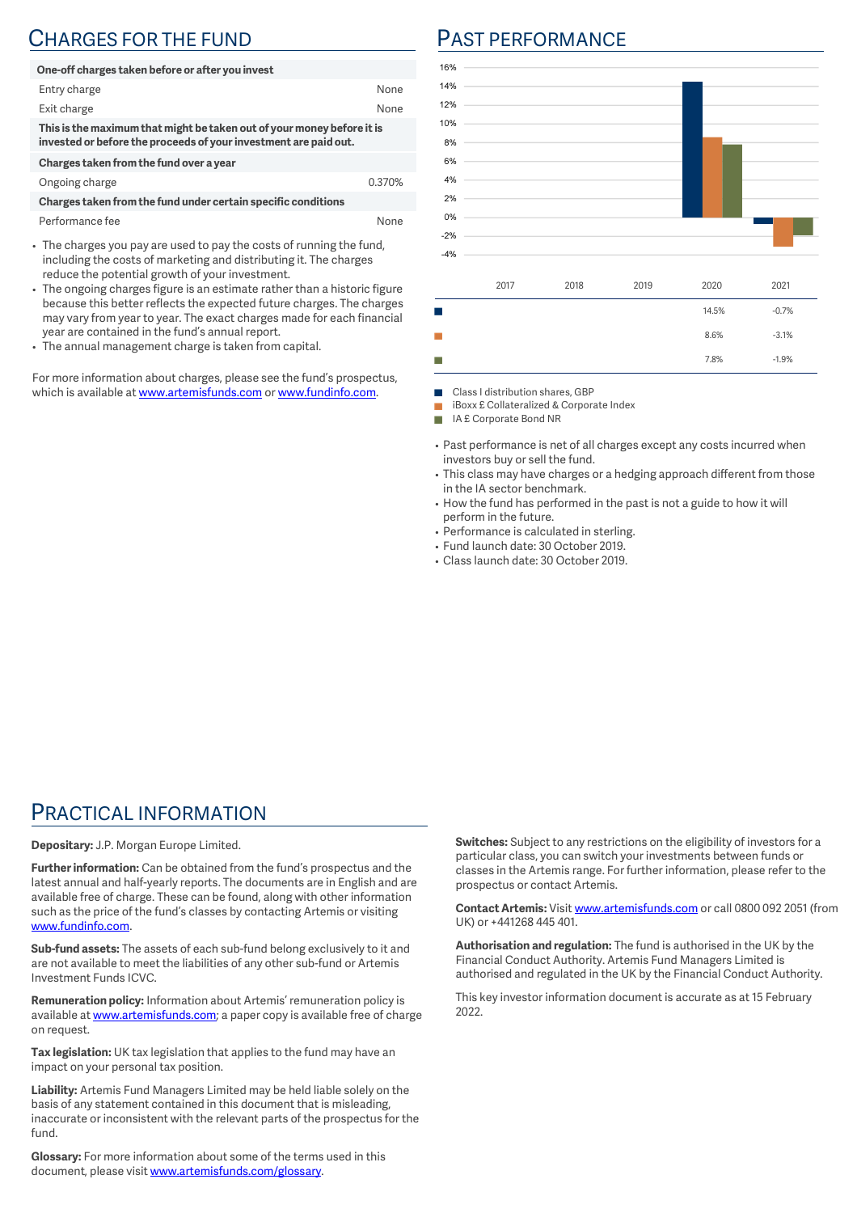## Charges for the fund

| | |
|---|---|
| **One-off charges taken before or after you invest** | |
| Entry charge | None |
| Exit charge | None |
| **This is the maximum that might be taken out of your money before it is invested or before the proceeds of your investment are paid out.** | |
| **Charges taken from the fund over a year** | |
| Ongoing charge | 0.370% |
| **Charges taken from the fund under certain specific conditions** | |
| Performance fee | None |

- The charges you pay are used to pay the costs of running the fund, including the costs of marketing and distributing it. The charges reduce the potential growth of your investment.
- The ongoing charges figure is an estimate rather than a historic figure because this better reflects the expected future charges. The charges may vary from year to year. The exact charges made for each financial year are contained in the fund's annual report.
- The annual management charge is taken from capital.

For more information about charges, please see the fund's prospectus, which is available at www.artemisfunds.com or www.fundinfo.com.

## Past performance

16%
14%
12%
10%
8%
6%
4%
2%
0%
-2%
-4%

2017 2018 2019 2020 2021

14.5% -0.7%
8.6% -3.1%
7.8% -1.9%

Class I distribution shares, GBP
iBoxx £ Collateralized & Corporate Index
IA £ Corporate Bond NR

- Past performance is net of all charges except any costs incurred when investors buy or sell the fund.
- This class may have charges or a hedging approach different from those in the IA sector benchmark.
- How the fund has performed in the past is not a guide to how it will perform in the future.
- Performance is calculated in sterling.
- Fund launch date: 30 October 2019.
- Class launch date: 30 October 2019.

## Practical information

**Depositary:** J.P. Morgan Europe Limited.

**Further information:** Can be obtained from the fund's prospectus and the latest annual and half-yearly reports. The documents are in English and are available free of charge. These can be found, along with other information such as the price of the fund's classes by contacting Artemis or visiting www.fundinfo.com.

**Sub-fund assets:** The assets of each sub-fund belong exclusively to it and are not available to meet the liabilities of any other sub-fund or Artemis Investment Funds ICVC.

**Remuneration policy:** Information about Artemis' remuneration policy is available at www.artemisfunds.com; a paper copy is available free of charge on request.

**Tax legislation:** UK tax legislation that applies to the fund may have an impact on your personal tax position.

**Liability:** Artemis Fund Managers Limited may be held liable solely on the basis of any statement contained in this document that is misleading, inaccurate or inconsistent with the relevant parts of the prospectus for the fund.

**Glossary:** For more information about some of the terms used in this document, please visit www.artemisfunds.com/glossary.

**Switches:** Subject to any restrictions on the eligibility of investors for a particular class, you can switch your investments between funds or classes in the Artemis range. For further information, please refer to the prospectus or contact Artemis.

**Contact Artemis:** Visit www.artemisfunds.com or call 0800 092 2051 (from UK) or +441268 445 401.

**Authorisation and regulation:** The fund is authorised in the UK by the Financial Conduct Authority. Artemis Fund Managers Limited is authorised and regulated in the UK by the Financial Conduct Authority.

This key investor information document is accurate as at 15 February 2022.